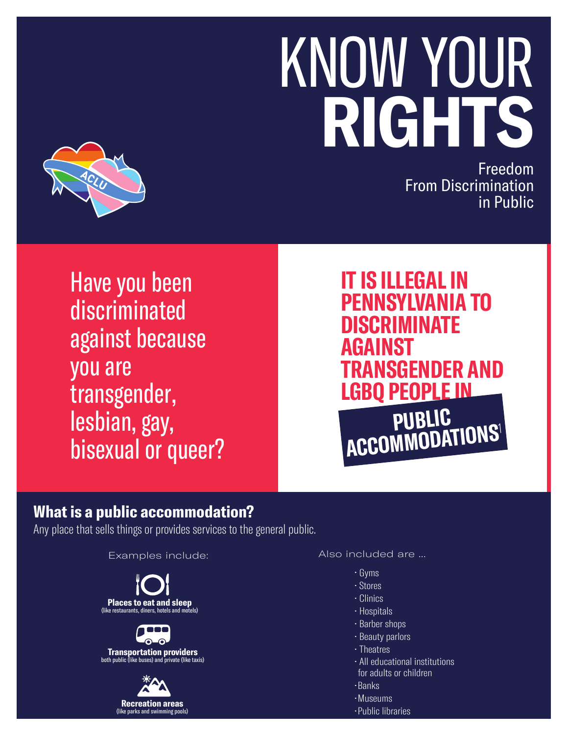# KNOW YOUR **RIGHTS**

Freedom From Discrimination in Public

Have you been discriminated against because you are transgender, lesbian, gay, bisexual or queer?

## IT IS ILLEGAL IN PENNSYLVANIA TO DISCRIMINATE AGAINST TRANSGENDER AND LGBQ PEOPLE IN PUBLIC ACCOMMODATIONS[1]

### What is a public accommodation?

Any place that sells things or provides services to the general public.

Examples include:

**Places to eat and sleep**
(like restaurants, diners, hotels and motels)

**Transportation providers**
both public (like buses) and private (like taxis)

**Recreation areas**
(like parks and swimming pools)

Also included are ...

- Gyms
- Stores
- Clinics
- Hospitals
- Barber shops
- Beauty parlors
- Theatres
- All educational institutions for adults or children
- Banks
- Museums
- Public libraries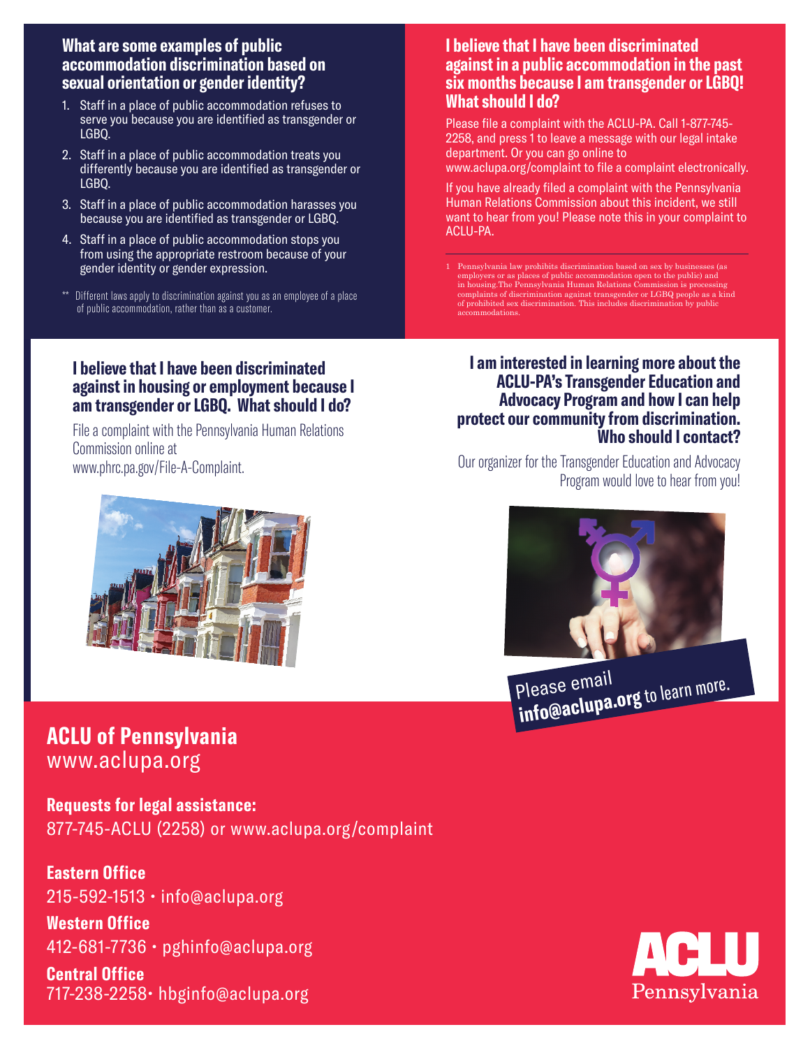## What are some examples of public accommodation discrimination based on sexual orientation or gender identity?

1. Staff in a place of public accommodation refuses to serve you because you are identified as transgender or LGBQ.
2. Staff in a place of public accommodation treats you differently because you are identified as transgender or LGBQ.
3. Staff in a place of public accommodation harasses you because you are identified as transgender or LGBQ.
4. Staff in a place of public accommodation stops you from using the appropriate restroom because of your gender identity or gender expression.

** Different laws apply to discrimination against you as an employee of a place of public accommodation, rather than as a customer.

## I believe that I have been discriminated against in a public accommodation in the past six months because I am transgender or LGBQ! What should I do?

Please file a complaint with the ACLU-PA. Call 1-877-745-2258, and press 1 to leave a message with our legal intake department. Or you can go online to www.aclupa.org/complaint to file a complaint electronically.

If you have already filed a complaint with the Pennsylvania Human Relations Commission about this incident, we still want to hear from you! Please note this in your complaint to ACLU-PA.

1 Pennsylvania law prohibits discrimination based on sex by businesses (as employers or as places of public accommodation open to the public) and in housing. The Pennsylvania Human Relations Commission is processing complaints of discrimination against transgender or LGBQ people as a kind of prohibited sex discrimination. This includes discrimination by public accommodations.

## I believe that I have been discriminated against in housing or employment because I am transgender or LGBQ. What should I do?

File a complaint with the Pennsylvania Human Relations Commission online at www.phrc.pa.gov/File-A-Complaint.

## I am interested in learning more about the ACLU-PA's Transgender Education and Advocacy Program and how I can help protect our community from discrimination. Who should I contact?

Our organizer for the Transgender Education and Advocacy Program would love to hear from you!

Please email **info@aclupa.org** to learn more.

## ACLU of Pennsylvania

www.aclupa.org

**Requests for legal assistance:**
877-745-ACLU (2258) or www.aclupa.org/complaint

**Eastern Office**
215-592-1513 • info@aclupa.org

**Western Office**
412-681-7736 • pghinfo@aclupa.org

**Central Office**
717-238-2258• hbginfo@aclupa.org

ACLU Pennsylvania